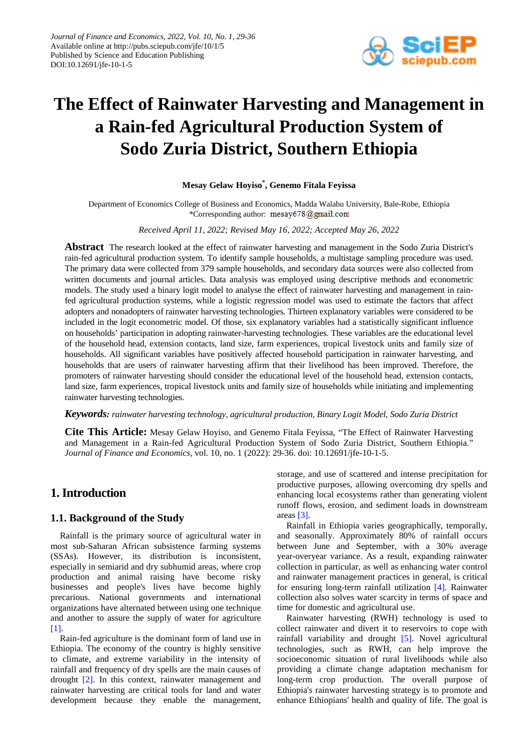# The Effect of Rainwater Harvesting and Management in a Rain-fed Agricultural Production System of Sodo Zuria District, Southern Ethiopia

**Mesay Gelaw Hoyiso*, Genemo Fitala Feyissa**

Department of Economics College of Business and Economics, Madda Walabu University, Bale-Robe, Ethiopia
*Corresponding author: mesay678@gmail.com

*Received April 11, 2022; Revised May 16, 2022; Accepted May 26, 2022*

**Abstract** The research looked at the effect of rainwater harvesting and management in the Sodo Zuria District's rain-fed agricultural production system. To identify sample households, a multistage sampling procedure was used. The primary data were collected from 379 sample households, and secondary data sources were also collected from written documents and journal articles. Data analysis was employed using descriptive methods and econometric models. The study used a binary logit model to analyse the effect of rainwater harvesting and management in rain-fed agricultural production systems, while a logistic regression model was used to estimate the factors that affect adopters and nonadopters of rainwater harvesting technologies. Thirteen explanatory variables were considered to be included in the logit econometric model. Of those, six explanatory variables had a statistically significant influence on households' participation in adopting rainwater-harvesting technologies. These variables are the educational level of the household head, extension contacts, land size, farm experiences, tropical livestock units and family size of households. All significant variables have positively affected household participation in rainwater harvesting, and households that are users of rainwater harvesting affirm that their livelihood has been improved. Therefore, the promoters of rainwater harvesting should consider the educational level of the household head, extension contacts, land size, farm experiences, tropical livestock units and family size of households while initiating and implementing rainwater harvesting technologies.

***Keywords:*** *rainwater harvesting technology, agricultural production, Binary Logit Model, Sodo Zuria District*

**Cite This Article:** Mesay Gelaw Hoyiso, and Genemo Fitala Feyissa, "The Effect of Rainwater Harvesting and Management in a Rain-fed Agricultural Production System of Sodo Zuria District, Southern Ethiopia." *Journal of Finance and Economics*, vol. 10, no. 1 (2022): 29-36. doi: 10.12691/jfe-10-1-5.

## 1. Introduction

### 1.1. Background of the Study

Rainfall is the primary source of agricultural water in most sub-Saharan African subsistence farming systems (SSAs). However, its distribution is inconsistent, especially in semiarid and dry subhumid areas, where crop production and animal raising have become risky businesses and people's lives have become highly precarious. National governments and international organizations have alternated between using one technique and another to assure the supply of water for agriculture [1].

Rain-fed agriculture is the dominant form of land use in Ethiopia. The economy of the country is highly sensitive to climate, and extreme variability in the intensity of rainfall and frequency of dry spells are the main causes of drought [2]. In this context, rainwater management and rainwater harvesting are critical tools for land and water development because they enable the management, storage, and use of scattered and intense precipitation for productive purposes, allowing overcoming dry spells and enhancing local ecosystems rather than generating violent runoff flows, erosion, and sediment loads in downstream areas [3].

Rainfall in Ethiopia varies geographically, temporally, and seasonally. Approximately 80% of rainfall occurs between June and September, with a 30% average year-overyear variance. As a result, expanding rainwater collection in particular, as well as enhancing water control and rainwater management practices in general, is critical for ensuring long-term rainfall utilization [4]. Rainwater collection also solves water scarcity in terms of space and time for domestic and agricultural use.

Rainwater harvesting (RWH) technology is used to collect rainwater and divert it to reservoirs to cope with rainfall variability and drought [5]. Novel agricultural technologies, such as RWH, can help improve the socioeconomic situation of rural livelihoods while also providing a climate change adaptation mechanism for long-term crop production. The overall purpose of Ethiopia's rainwater harvesting strategy is to promote and enhance Ethiopians' health and quality of life. The goal is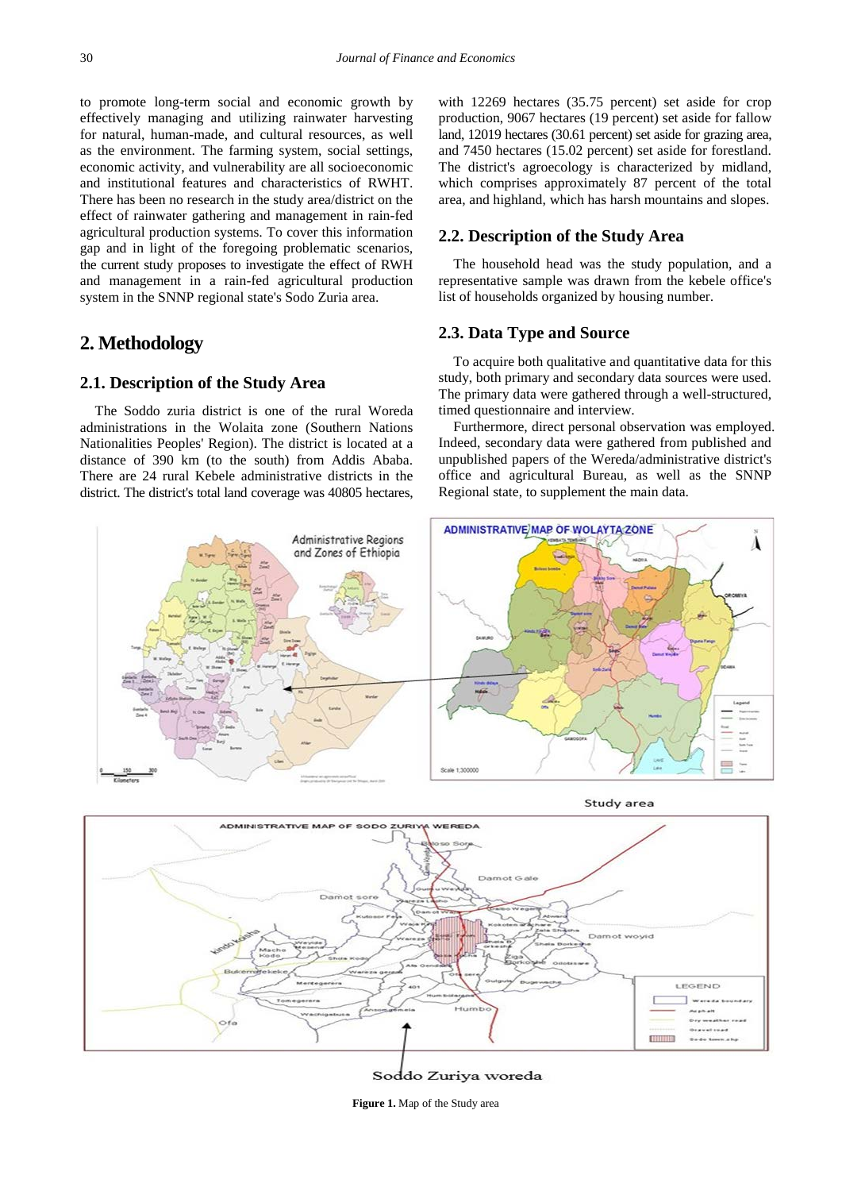to promote long-term social and economic growth by effectively managing and utilizing rainwater harvesting for natural, human-made, and cultural resources, as well as the environment. The farming system, social settings, economic activity, and vulnerability are all socioeconomic and institutional features and characteristics of RWHT. There has been no research in the study area/district on the effect of rainwater gathering and management in rain-fed agricultural production systems. To cover this information gap and in light of the foregoing problematic scenarios, the current study proposes to investigate the effect of RWH and management in a rain-fed agricultural production system in the SNNP regional state's Sodo Zuria area.

## 2. Methodology

### 2.1. Description of the Study Area

The Soddo zuria district is one of the rural Woreda administrations in the Wolaita zone (Southern Nations Nationalities Peoples' Region). The district is located at a distance of 390 km (to the south) from Addis Ababa. There are 24 rural Kebele administrative districts in the district. The district's total land coverage was 40805 hectares, with 12269 hectares (35.75 percent) set aside for crop production, 9067 hectares (19 percent) set aside for fallow land, 12019 hectares (30.61 percent) set aside for grazing area, and 7450 hectares (15.02 percent) set aside for forestland. The district's agroecology is characterized by midland, which comprises approximately 87 percent of the total area, and highland, which has harsh mountains and slopes.

### 2.2. Description of the Study Area

The household head was the study population, and a representative sample was drawn from the kebele office's list of households organized by housing number.

### 2.3. Data Type and Source

To acquire both qualitative and quantitative data for this study, both primary and secondary data sources were used. The primary data were gathered through a well-structured, timed questionnaire and interview.

Furthermore, direct personal observation was employed. Indeed, secondary data were gathered from published and unpublished papers of the Wereda/administrative district's office and agricultural Bureau, as well as the SNNP Regional state, to supplement the main data.

**Figure 1.** Map of the Study area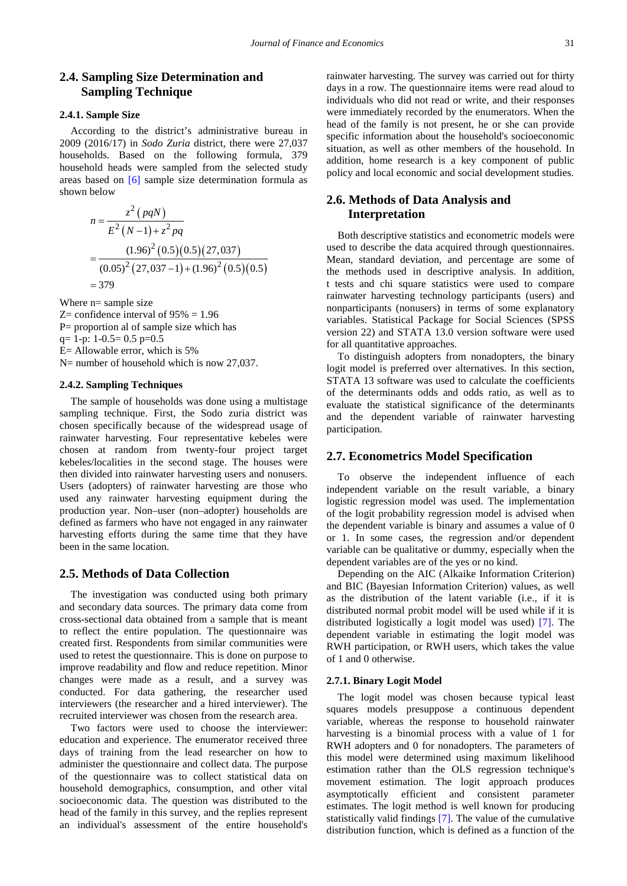## 2.4. Sampling Size Determination and Sampling Technique

### 2.4.1. Sample Size

According to the district's administrative bureau in 2009 (2016/17) in *Sodo Zuria* district, there were 27,037 households. Based on the following formula, 379 household heads were sampled from the selected study areas based on [6] sample size determination formula as shown below

$$n = \frac{z^2 (pqN)}{E^2 (N-1) + z^2 pq}$$

$$= \frac{(1.96)^2 (0.5)(0.5)(27,037)}{(0.05)^2 (27,037-1) + (1.96)^2 (0.5)(0.5)}$$

$$= 379$$

Where n= sample size

Z= confidence interval of 95% = 1.96

P= proportion al of sample size which has

q= 1-p: 1-0.5= 0.5 p=0.5

E= Allowable error, which is 5%

N= number of household which is now 27,037.

### 2.4.2. Sampling Techniques

The sample of households was done using a multistage sampling technique. First, the Sodo zuria district was chosen specifically because of the widespread usage of rainwater harvesting. Four representative kebeles were chosen at random from twenty-four project target kebeles/localities in the second stage. The houses were then divided into rainwater harvesting users and nonusers. Users (adopters) of rainwater harvesting are those who used any rainwater harvesting equipment during the production year. Non–user (non–adopter) households are defined as farmers who have not engaged in any rainwater harvesting efforts during the same time that they have been in the same location.

## 2.5. Methods of Data Collection

The investigation was conducted using both primary and secondary data sources. The primary data come from cross-sectional data obtained from a sample that is meant to reflect the entire population. The questionnaire was created first. Respondents from similar communities were used to retest the questionnaire. This is done on purpose to improve readability and flow and reduce repetition. Minor changes were made as a result, and a survey was conducted. For data gathering, the researcher used interviewers (the researcher and a hired interviewer). The recruited interviewer was chosen from the research area.

Two factors were used to choose the interviewer: education and experience. The enumerator received three days of training from the lead researcher on how to administer the questionnaire and collect data. The purpose of the questionnaire was to collect statistical data on household demographics, consumption, and other vital socioeconomic data. The question was distributed to the head of the family in this survey, and the replies represent an individual's assessment of the entire household's rainwater harvesting. The survey was carried out for thirty days in a row. The questionnaire items were read aloud to individuals who did not read or write, and their responses were immediately recorded by the enumerators. When the head of the family is not present, he or she can provide specific information about the household's socioeconomic situation, as well as other members of the household. In addition, home research is a key component of public policy and local economic and social development studies.

## 2.6. Methods of Data Analysis and Interpretation

Both descriptive statistics and econometric models were used to describe the data acquired through questionnaires. Mean, standard deviation, and percentage are some of the methods used in descriptive analysis. In addition, t tests and chi square statistics were used to compare rainwater harvesting technology participants (users) and nonparticipants (nonusers) in terms of some explanatory variables. Statistical Package for Social Sciences (SPSS version 22) and STATA 13.0 version software were used for all quantitative approaches.

To distinguish adopters from nonadopters, the binary logit model is preferred over alternatives. In this section, STATA 13 software was used to calculate the coefficients of the determinants odds and odds ratio, as well as to evaluate the statistical significance of the determinants and the dependent variable of rainwater harvesting participation.

## 2.7. Econometrics Model Specification

To observe the independent influence of each independent variable on the result variable, a binary logistic regression model was used. The implementation of the logit probability regression model is advised when the dependent variable is binary and assumes a value of 0 or 1. In some cases, the regression and/or dependent variable can be qualitative or dummy, especially when the dependent variables are of the yes or no kind.

Depending on the AIC (Alkaike Information Criterion) and BIC (Bayesian Information Criterion) values, as well as the distribution of the latent variable (i.e., if it is distributed normal probit model will be used while if it is distributed logistically a logit model was used) [7]. The dependent variable in estimating the logit model was RWH participation, or RWH users, which takes the value of 1 and 0 otherwise.

### 2.7.1. Binary Logit Model

The logit model was chosen because typical least squares models presuppose a continuous dependent variable, whereas the response to household rainwater harvesting is a binomial process with a value of 1 for RWH adopters and 0 for nonadopters. The parameters of this model were determined using maximum likelihood estimation rather than the OLS regression technique's movement estimation. The logit approach produces asymptotically efficient and consistent parameter estimates. The logit method is well known for producing statistically valid findings [7]. The value of the cumulative distribution function, which is defined as a function of the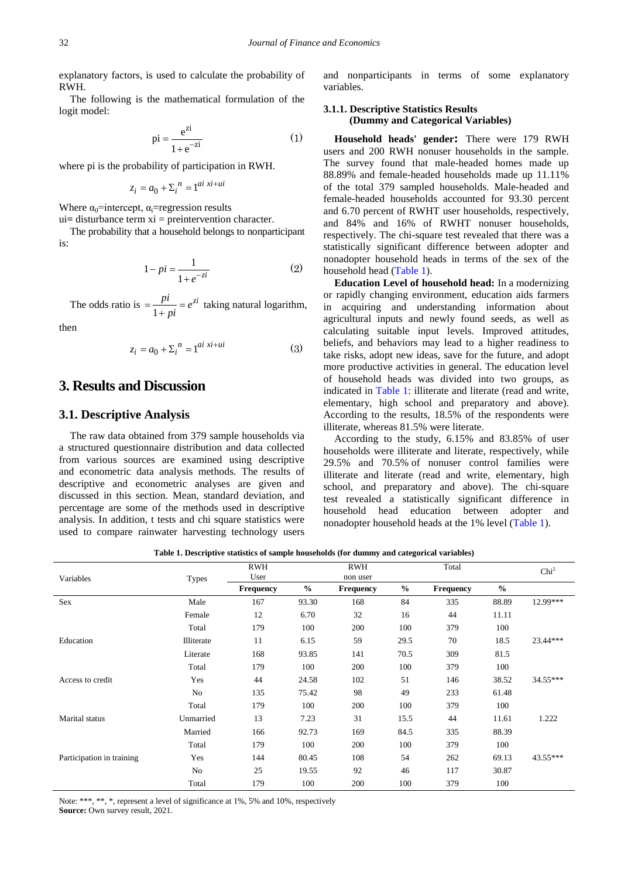explanatory factors, is used to calculate the probability of RWH.

The following is the mathematical formulation of the logit model:

$$\mathrm{pi} = \frac{e^{zi}}{1 + e^{-zi}} \tag{1}$$

where pi is the probability of participation in RWH.

$$z_i = a_0 + \Sigma_i{}^n = 1^{ai\ xi + ui}$$

Where $\alpha_0$=intercept, $\alpha_i$=regression results

ui= disturbance term xi = preintervention character.

The probability that a household belongs to nonparticipant is:

$$1 - pi = \frac{1}{1 + e^{-zi}} \tag{2}$$

The odds ratio is $= \frac{pi}{1 + pi} = e^{zi}$ taking natural logarithm, then

$$z_i = a_0 + \Sigma_i{}^n = 1^{ai\ xi + ui} \tag{3}$$

## 3. Results and Discussion

### 3.1. Descriptive Analysis

The raw data obtained from 379 sample households via a structured questionnaire distribution and data collected from various sources are examined using descriptive and econometric data analysis methods. The results of descriptive and econometric analyses are given and discussed in this section. Mean, standard deviation, and percentage are some of the methods used in descriptive analysis. In addition, t tests and chi square statistics were used to compare rainwater harvesting technology users and nonparticipants in terms of some explanatory variables.

#### 3.1.1. Descriptive Statistics Results (Dummy and Categorical Variables)

**Household heads' gender:** There were 179 RWH users and 200 RWH nonuser households in the sample. The survey found that male-headed homes made up 88.89% and female-headed households made up 11.11% of the total 379 sampled households. Male-headed and female-headed households accounted for 93.30 percent and 6.70 percent of RWHT user households, respectively, and 84% and 16% of RWHT nonuser households, respectively. The chi-square test revealed that there was a statistically significant difference between adopter and nonadopter household heads in terms of the sex of the household head (Table 1).

**Education Level of household head:** In a modernizing or rapidly changing environment, education aids farmers in acquiring and understanding information about agricultural inputs and newly found seeds, as well as calculating suitable input levels. Improved attitudes, beliefs, and behaviors may lead to a higher readiness to take risks, adopt new ideas, save for the future, and adopt more productive activities in general. The education level of household heads was divided into two groups, as indicated in Table 1: illiterate and literate (read and write, elementary, high school and preparatory and above). According to the results, 18.5% of the respondents were illiterate, whereas 81.5% were literate.

According to the study, 6.15% and 83.85% of user households were illiterate and literate, respectively, while 29.5% and 70.5% of nonuser control families were illiterate and literate (read and write, elementary, high school, and preparatory and above). The chi-square test revealed a statistically significant difference in household head education between adopter and nonadopter household heads at the 1% level (Table 1).

**Table 1. Descriptive statistics of sample households (for dummy and categorical variables)**

| Variables | Types | RWH User | | RWH non user | | Total | | $Chi^2$ |
|---|---|---|---|---|---|---|---|---|
| | | **Frequency** | **%** | **Frequency** | **%** | **Frequency** | **%** | |
| Sex | Male | 167 | 93.30 | 168 | 84 | 335 | 88.89 | 12.99*** |
| | Female | 12 | 6.70 | 32 | 16 | 44 | 11.11 | |
| | Total | 179 | 100 | 200 | 100 | 379 | 100 | |
| Education | Illiterate | 11 | 6.15 | 59 | 29.5 | 70 | 18.5 | 23.44*** |
| | Literate | 168 | 93.85 | 141 | 70.5 | 309 | 81.5 | |
| | Total | 179 | 100 | 200 | 100 | 379 | 100 | |
| Access to credit | Yes | 44 | 24.58 | 102 | 51 | 146 | 38.52 | 34.55*** |
| | No | 135 | 75.42 | 98 | 49 | 233 | 61.48 | |
| | Total | 179 | 100 | 200 | 100 | 379 | 100 | |
| Marital status | Unmarried | 13 | 7.23 | 31 | 15.5 | 44 | 11.61 | 1.222 |
| | Married | 166 | 92.73 | 169 | 84.5 | 335 | 88.39 | |
| | Total | 179 | 100 | 200 | 100 | 379 | 100 | |
| Participation in training | Yes | 144 | 80.45 | 108 | 54 | 262 | 69.13 | 43.55*** |
| | No | 25 | 19.55 | 92 | 46 | 117 | 30.87 | |
| | Total | 179 | 100 | 200 | 100 | 379 | 100 | |

Note: ***, **, *, represent a level of significance at 1%, 5% and 10%, respectively

**Source:** Own survey result, 2021.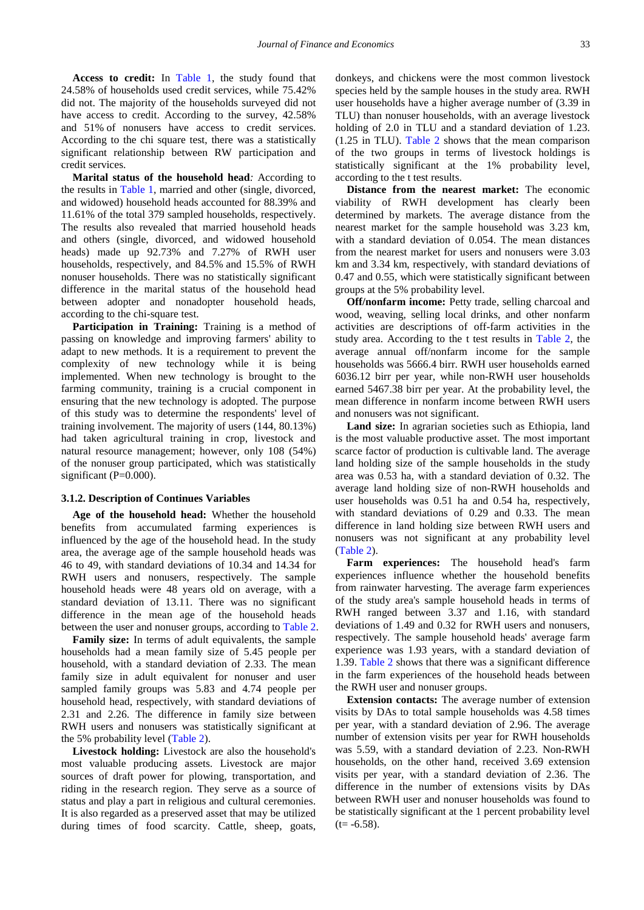**Access to credit:** In Table 1, the study found that 24.58% of households used credit services, while 75.42% did not. The majority of the households surveyed did not have access to credit. According to the survey, 42.58% and 51% of nonusers have access to credit services. According to the chi square test, there was a statistically significant relationship between RW participation and credit services.

**Marital status of the household head***:* According to the results in Table 1, married and other (single, divorced, and widowed) household heads accounted for 88.39% and 11.61% of the total 379 sampled households, respectively. The results also revealed that married household heads and others (single, divorced, and widowed household heads) made up 92.73% and 7.27% of RWH user households, respectively, and 84.5% and 15.5% of RWH nonuser households. There was no statistically significant difference in the marital status of the household head between adopter and nonadopter household heads, according to the chi-square test.

**Participation in Training:** Training is a method of passing on knowledge and improving farmers' ability to adapt to new methods. It is a requirement to prevent the complexity of new technology while it is being implemented. When new technology is brought to the farming community, training is a crucial component in ensuring that the new technology is adopted. The purpose of this study was to determine the respondents' level of training involvement. The majority of users (144, 80.13%) had taken agricultural training in crop, livestock and natural resource management; however, only 108 (54%) of the nonuser group participated, which was statistically significant (P=0.000).

### 3.1.2. Description of Continues Variables

**Age of the household head:** Whether the household benefits from accumulated farming experiences is influenced by the age of the household head. In the study area, the average age of the sample household heads was 46 to 49, with standard deviations of 10.34 and 14.34 for RWH users and nonusers, respectively. The sample household heads were 48 years old on average, with a standard deviation of 13.11. There was no significant difference in the mean age of the household heads between the user and nonuser groups, according to Table 2.

**Family size:** In terms of adult equivalents, the sample households had a mean family size of 5.45 people per household, with a standard deviation of 2.33. The mean family size in adult equivalent for nonuser and user sampled family groups was 5.83 and 4.74 people per household head, respectively, with standard deviations of 2.31 and 2.26. The difference in family size between RWH users and nonusers was statistically significant at the 5% probability level (Table 2).

**Livestock holding:** Livestock are also the household's most valuable producing assets. Livestock are major sources of draft power for plowing, transportation, and riding in the research region. They serve as a source of status and play a part in religious and cultural ceremonies. It is also regarded as a preserved asset that may be utilized during times of food scarcity. Cattle, sheep, goats, donkeys, and chickens were the most common livestock species held by the sample houses in the study area. RWH user households have a higher average number of (3.39 in TLU) than nonuser households, with an average livestock holding of 2.0 in TLU and a standard deviation of 1.23. (1.25 in TLU). Table 2 shows that the mean comparison of the two groups in terms of livestock holdings is statistically significant at the 1% probability level, according to the t test results.

**Distance from the nearest market:** The economic viability of RWH development has clearly been determined by markets. The average distance from the nearest market for the sample household was 3.23 km, with a standard deviation of 0.054. The mean distances from the nearest market for users and nonusers were 3.03 km and 3.34 km, respectively, with standard deviations of 0.47 and 0.55, which were statistically significant between groups at the 5% probability level.

**Off/nonfarm income:** Petty trade, selling charcoal and wood, weaving, selling local drinks, and other nonfarm activities are descriptions of off-farm activities in the study area. According to the t test results in Table 2, the average annual off/nonfarm income for the sample households was 5666.4 birr. RWH user households earned 6036.12 birr per year, while non-RWH user households earned 5467.38 birr per year. At the probability level, the mean difference in nonfarm income between RWH users and nonusers was not significant.

**Land size:** In agrarian societies such as Ethiopia, land is the most valuable productive asset. The most important scarce factor of production is cultivable land. The average land holding size of the sample households in the study area was 0.53 ha, with a standard deviation of 0.32. The average land holding size of non-RWH households and user households was 0.51 ha and 0.54 ha, respectively, with standard deviations of 0.29 and 0.33. The mean difference in land holding size between RWH users and nonusers was not significant at any probability level (Table 2).

**Farm experiences:** The household head's farm experiences influence whether the household benefits from rainwater harvesting. The average farm experiences of the study area's sample household heads in terms of RWH ranged between 3.37 and 1.16, with standard deviations of 1.49 and 0.32 for RWH users and nonusers, respectively. The sample household heads' average farm experience was 1.93 years, with a standard deviation of 1.39. Table 2 shows that there was a significant difference in the farm experiences of the household heads between the RWH user and nonuser groups.

**Extension contacts:** The average number of extension visits by DAs to total sample households was 4.58 times per year, with a standard deviation of 2.96. The average number of extension visits per year for RWH households was 5.59, with a standard deviation of 2.23. Non-RWH households, on the other hand, received 3.69 extension visits per year, with a standard deviation of 2.36. The difference in the number of extensions visits by DAs between RWH user and nonuser households was found to be statistically significant at the 1 percent probability level ($t = -6.58$).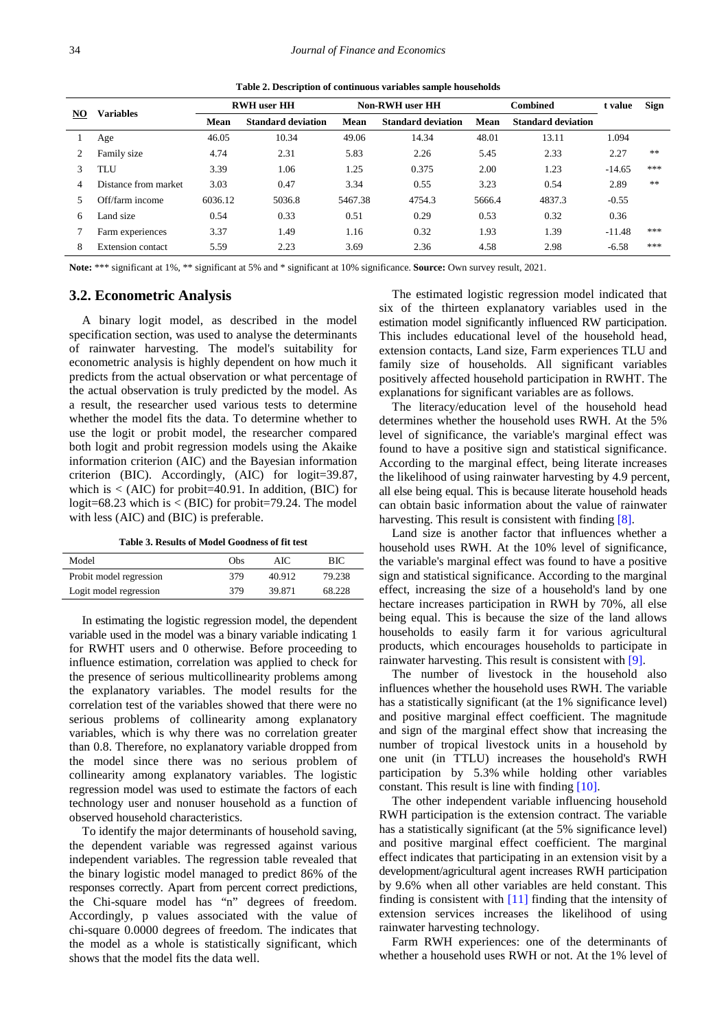**Table 2. Description of continuous variables sample households**

| NO | Variables | RWH user HH | | Non-RWH user HH | | Combined | | t value | Sign |
|---|---|---|---|---|---|---|---|---|---|
| | | Mean | Standard deviation | Mean | Standard deviation | Mean | Standard deviation | | |
| 1 | Age | 46.05 | 10.34 | 49.06 | 14.34 | 48.01 | 13.11 | 1.094 | |
| 2 | Family size | 4.74 | 2.31 | 5.83 | 2.26 | 5.45 | 2.33 | 2.27 | ** |
| 3 | TLU | 3.39 | 1.06 | 1.25 | 0.375 | 2.00 | 1.23 | -14.65 | *** |
| 4 | Distance from market | 3.03 | 0.47 | 3.34 | 0.55 | 3.23 | 0.54 | 2.89 | ** |
| 5 | Off/farm income | 6036.12 | 5036.8 | 5467.38 | 4754.3 | 5666.4 | 4837.3 | -0.55 | |
| 6 | Land size | 0.54 | 0.33 | 0.51 | 0.29 | 0.53 | 0.32 | 0.36 | |
| 7 | Farm experiences | 3.37 | 1.49 | 1.16 | 0.32 | 1.93 | 1.39 | -11.48 | *** |
| 8 | Extension contact | 5.59 | 2.23 | 3.69 | 2.36 | 4.58 | 2.98 | -6.58 | *** |

**Note:** *** significant at 1%, ** significant at 5% and * significant at 10% significance. **Source:** Own survey result, 2021.

## 3.2. Econometric Analysis

A binary logit model, as described in the model specification section, was used to analyse the determinants of rainwater harvesting. The model's suitability for econometric analysis is highly dependent on how much it predicts from the actual observation or what percentage of the actual observation is truly predicted by the model. As a result, the researcher used various tests to determine whether the model fits the data. To determine whether to use the logit or probit model, the researcher compared both logit and probit regression models using the Akaike information criterion (AIC) and the Bayesian information criterion (BIC). Accordingly, (AIC) for logit=39.87, which is < (AIC) for probit=40.91. In addition, (BIC) for logit=68.23 which is < (BIC) for probit=79.24. The model with less (AIC) and (BIC) is preferable.

**Table 3. Results of Model Goodness of fit test**

| Model | Obs | AIC | BIC |
|---|---|---|---|
| Probit model regression | 379 | 40.912 | 79.238 |
| Logit model regression | 379 | 39.871 | 68.228 |

In estimating the logistic regression model, the dependent variable used in the model was a binary variable indicating 1 for RWHT users and 0 otherwise. Before proceeding to influence estimation, correlation was applied to check for the presence of serious multicollinearity problems among the explanatory variables. The model results for the correlation test of the variables showed that there were no serious problems of collinearity among explanatory variables, which is why there was no correlation greater than 0.8. Therefore, no explanatory variable dropped from the model since there was no serious problem of collinearity among explanatory variables. The logistic regression model was used to estimate the factors of each technology user and nonuser household as a function of observed household characteristics.

To identify the major determinants of household saving, the dependent variable was regressed against various independent variables. The regression table revealed that the binary logistic model managed to predict 86% of the responses correctly. Apart from percent correct predictions, the Chi-square model has "n" degrees of freedom. Accordingly, p values associated with the value of chi-square 0.0000 degrees of freedom. The indicates that the model as a whole is statistically significant, which shows that the model fits the data well.

The estimated logistic regression model indicated that six of the thirteen explanatory variables used in the estimation model significantly influenced RW participation. This includes educational level of the household head, extension contacts, Land size, Farm experiences TLU and family size of households. All significant variables positively affected household participation in RWHT. The explanations for significant variables are as follows.

The literacy/education level of the household head determines whether the household uses RWH. At the 5% level of significance, the variable's marginal effect was found to have a positive sign and statistical significance. According to the marginal effect, being literate increases the likelihood of using rainwater harvesting by 4.9 percent, all else being equal. This is because literate household heads can obtain basic information about the value of rainwater harvesting. This result is consistent with finding [8].

Land size is another factor that influences whether a household uses RWH. At the 10% level of significance, the variable's marginal effect was found to have a positive sign and statistical significance. According to the marginal effect, increasing the size of a household's land by one hectare increases participation in RWH by 70%, all else being equal. This is because the size of the land allows households to easily farm it for various agricultural products, which encourages households to participate in rainwater harvesting. This result is consistent with [9].

The number of livestock in the household also influences whether the household uses RWH. The variable has a statistically significant (at the 1% significance level) and positive marginal effect coefficient. The magnitude and sign of the marginal effect show that increasing the number of tropical livestock units in a household by one unit (in TTLU) increases the household's RWH participation by 5.3% while holding other variables constant. This result is line with finding [10].

The other independent variable influencing household RWH participation is the extension contract. The variable has a statistically significant (at the 5% significance level) and positive marginal effect coefficient. The marginal effect indicates that participating in an extension visit by a development/agricultural agent increases RWH participation by 9.6% when all other variables are held constant. This finding is consistent with [11] finding that the intensity of extension services increases the likelihood of using rainwater harvesting technology.

Farm RWH experiences: one of the determinants of whether a household uses RWH or not. At the 1% level of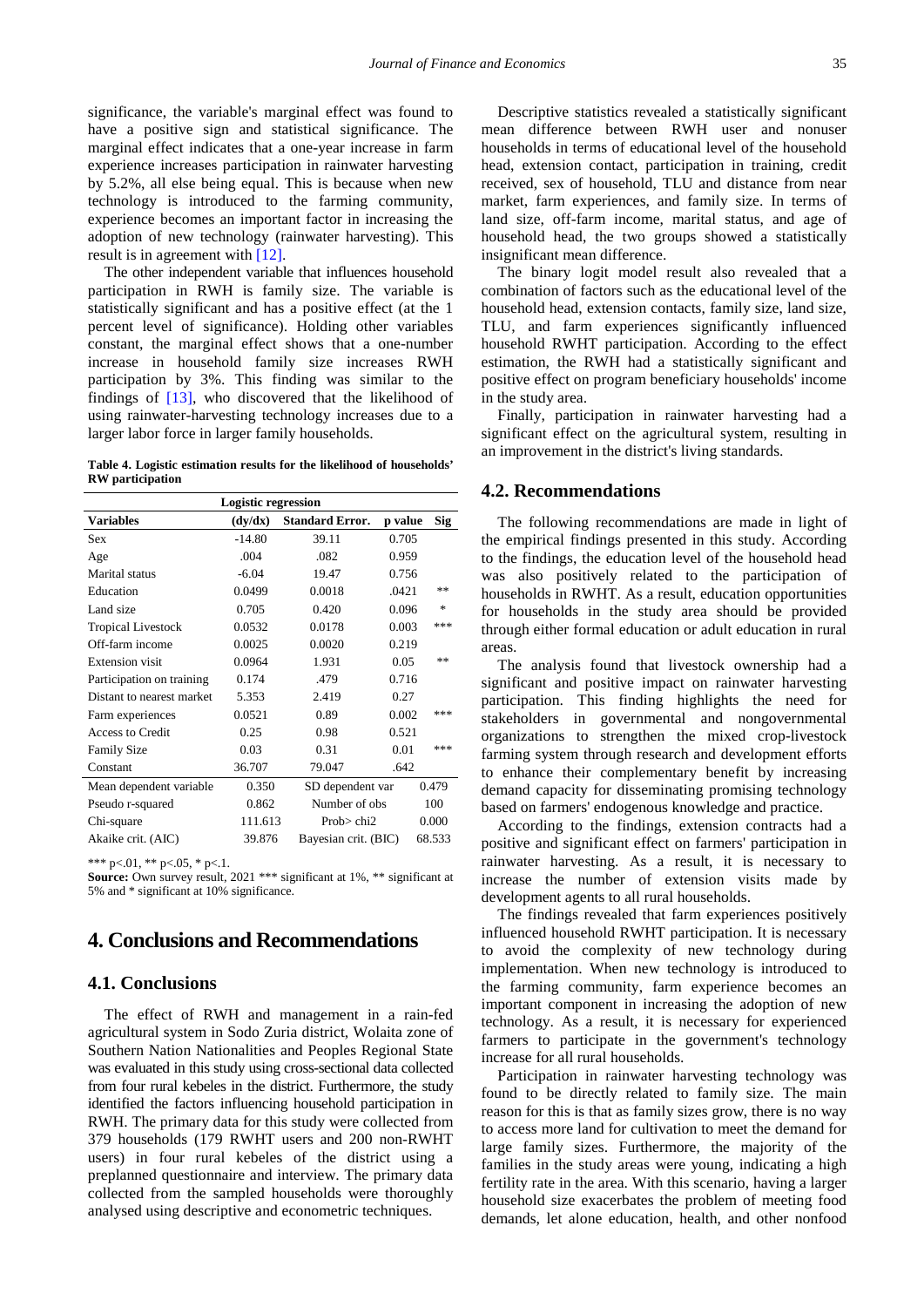significance, the variable's marginal effect was found to have a positive sign and statistical significance. The marginal effect indicates that a one-year increase in farm experience increases participation in rainwater harvesting by 5.2%, all else being equal. This is because when new technology is introduced to the farming community, experience becomes an important factor in increasing the adoption of new technology (rainwater harvesting). This result is in agreement with [12].

The other independent variable that influences household participation in RWH is family size. The variable is statistically significant and has a positive effect (at the 1 percent level of significance). Holding other variables constant, the marginal effect shows that a one-number increase in household family size increases RWH participation by 3%. This finding was similar to the findings of [13], who discovered that the likelihood of using rainwater-harvesting technology increases due to a larger labor force in larger family households.

**Table 4. Logistic estimation results for the likelihood of households' RW participation**

| Logistic regression | | | | |
|---|---|---|---|---|
| **Variables** | **(dy/dx)** | **Standard Error.** | **p value** | **Sig** |
| Sex | -14.80 | 39.11 | 0.705 | |
| Age | .004 | .082 | 0.959 | |
| Marital status | -6.04 | 19.47 | 0.756 | |
| Education | 0.0499 | 0.0018 | .0421 | ** |
| Land size | 0.705 | 0.420 | 0.096 | * |
| Tropical Livestock | 0.0532 | 0.0178 | 0.003 | *** |
| Off-farm income | 0.0025 | 0.0020 | 0.219 | |
| Extension visit | 0.0964 | 1.931 | 0.05 | ** |
| Participation on training | 0.174 | .479 | 0.716 | |
| Distant to nearest market | 5.353 | 2.419 | 0.27 | |
| Farm experiences | 0.0521 | 0.89 | 0.002 | *** |
| Access to Credit | 0.25 | 0.98 | 0.521 | |
| Family Size | 0.03 | 0.31 | 0.01 | *** |
| Constant | 36.707 | 79.047 | .642 | |
| Mean dependent variable | 0.350 | SD dependent var | | 0.479 |
| Pseudo r-squared | 0.862 | Number of obs | | 100 |
| Chi-square | 111.613 | Prob> chi2 | | 0.000 |
| Akaike crit. (AIC) | 39.876 | Bayesian crit. (BIC) | | 68.533 |

*** p<.01, ** p<.05, * p<.1.

**Source:** Own survey result, 2021 *** significant at 1%, ** significant at 5% and * significant at 10% significance.

# 4. Conclusions and Recommendations

## 4.1. Conclusions

The effect of RWH and management in a rain-fed agricultural system in Sodo Zuria district, Wolaita zone of Southern Nation Nationalities and Peoples Regional State was evaluated in this study using cross-sectional data collected from four rural kebeles in the district. Furthermore, the study identified the factors influencing household participation in RWH. The primary data for this study were collected from 379 households (179 RWHT users and 200 non-RWHT users) in four rural kebeles of the district using a preplanned questionnaire and interview. The primary data collected from the sampled households were thoroughly analysed using descriptive and econometric techniques.

Descriptive statistics revealed a statistically significant mean difference between RWH user and nonuser households in terms of educational level of the household head, extension contact, participation in training, credit received, sex of household, TLU and distance from near market, farm experiences, and family size. In terms of land size, off-farm income, marital status, and age of household head, the two groups showed a statistically insignificant mean difference.

The binary logit model result also revealed that a combination of factors such as the educational level of the household head, extension contacts, family size, land size, TLU, and farm experiences significantly influenced household RWHT participation. According to the effect estimation, the RWH had a statistically significant and positive effect on program beneficiary households' income in the study area.

Finally, participation in rainwater harvesting had a significant effect on the agricultural system, resulting in an improvement in the district's living standards.

## 4.2. Recommendations

The following recommendations are made in light of the empirical findings presented in this study. According to the findings, the education level of the household head was also positively related to the participation of households in RWHT. As a result, education opportunities for households in the study area should be provided through either formal education or adult education in rural areas.

The analysis found that livestock ownership had a significant and positive impact on rainwater harvesting participation. This finding highlights the need for stakeholders in governmental and nongovernmental organizations to strengthen the mixed crop-livestock farming system through research and development efforts to enhance their complementary benefit by increasing demand capacity for disseminating promising technology based on farmers' endogenous knowledge and practice.

According to the findings, extension contracts had a positive and significant effect on farmers' participation in rainwater harvesting. As a result, it is necessary to increase the number of extension visits made by development agents to all rural households.

The findings revealed that farm experiences positively influenced household RWHT participation. It is necessary to avoid the complexity of new technology during implementation. When new technology is introduced to the farming community, farm experience becomes an important component in increasing the adoption of new technology. As a result, it is necessary for experienced farmers to participate in the government's technology increase for all rural households.

Participation in rainwater harvesting technology was found to be directly related to family size. The main reason for this is that as family sizes grow, there is no way to access more land for cultivation to meet the demand for large family sizes. Furthermore, the majority of the families in the study areas were young, indicating a high fertility rate in the area. With this scenario, having a larger household size exacerbates the problem of meeting food demands, let alone education, health, and other nonfood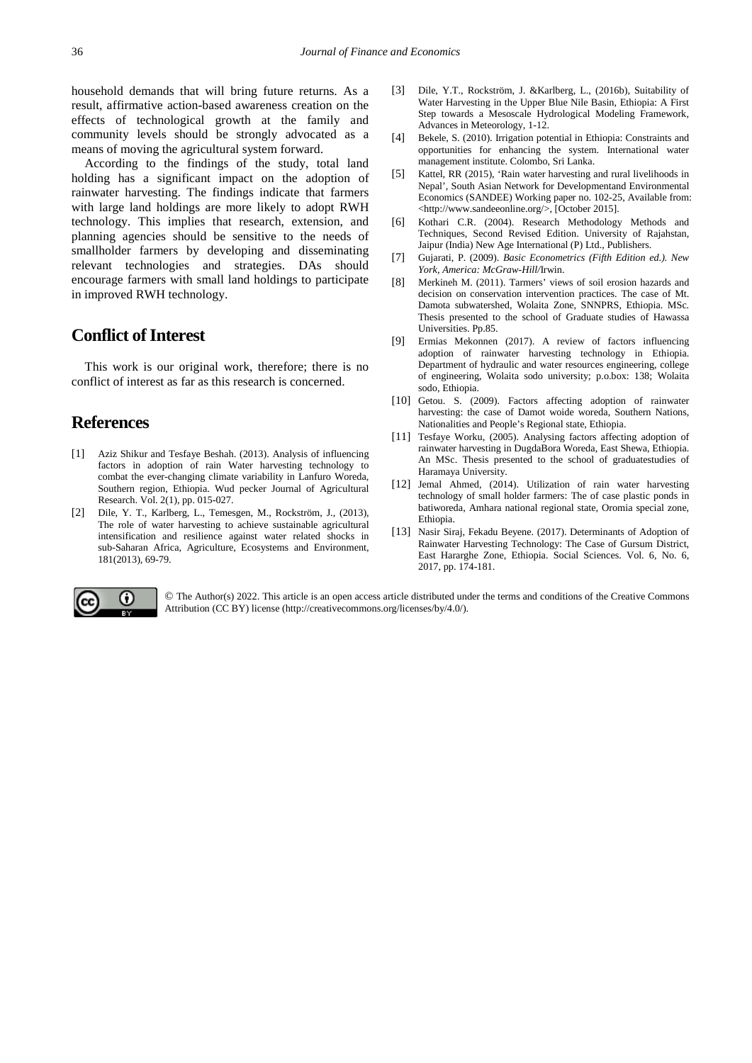household demands that will bring future returns. As a result, affirmative action-based awareness creation on the effects of technological growth at the family and community levels should be strongly advocated as a means of moving the agricultural system forward.

According to the findings of the study, total land holding has a significant impact on the adoption of rainwater harvesting. The findings indicate that farmers with large land holdings are more likely to adopt RWH technology. This implies that research, extension, and planning agencies should be sensitive to the needs of smallholder farmers by developing and disseminating relevant technologies and strategies. DAs should encourage farmers with small land holdings to participate in improved RWH technology.

## Conflict of Interest

This work is our original work, therefore; there is no conflict of interest as far as this research is concerned.

## References

[1] Aziz Shikur and Tesfaye Beshah. (2013). Analysis of influencing factors in adoption of rain Water harvesting technology to combat the ever-changing climate variability in Lanfuro Woreda, Southern region, Ethiopia. Wud pecker Journal of Agricultural Research. Vol. 2(1), pp. 015-027.

[2] Dile, Y. T., Karlberg, L., Temesgen, M., Rockström, J., (2013), The role of water harvesting to achieve sustainable agricultural intensification and resilience against water related shocks in sub-Saharan Africa, Agriculture, Ecosystems and Environment, 181(2013), 69-79.

[3] Dile, Y.T., Rockström, J. &Karlberg, L., (2016b), Suitability of Water Harvesting in the Upper Blue Nile Basin, Ethiopia: A First Step towards a Mesoscale Hydrological Modeling Framework, Advances in Meteorology, 1-12.

[4] Bekele, S. (2010). Irrigation potential in Ethiopia: Constraints and opportunities for enhancing the system. International water management institute. Colombo, Sri Lanka.

[5] Kattel, RR (2015), 'Rain water harvesting and rural livelihoods in Nepal', South Asian Network for Developmentand Environmental Economics (SANDEE) Working paper no. 102-25, Available from: <http://www.sandeeonline.org/>, [October 2015].

[6] Kothari C.R. (2004). Research Methodology Methods and Techniques, Second Revised Edition. University of Rajahstan, Jaipur (India) New Age International (P) Ltd., Publishers.

[7] Gujarati, P. (2009). *Basic Econometrics (Fifth Edition ed.). New York, America: McGraw-Hill/*Irwin.

[8] Merkineh M. (2011). Tarmers' views of soil erosion hazards and decision on conservation intervention practices. The case of Mt. Damota subwatershed, Wolaita Zone, SNNPRS, Ethiopia. MSc. Thesis presented to the school of Graduate studies of Hawassa Universities. Pp.85.

[9] Ermias Mekonnen (2017). A review of factors influencing adoption of rainwater harvesting technology in Ethiopia. Department of hydraulic and water resources engineering, college of engineering, Wolaita sodo university; p.o.box: 138; Wolaita sodo, Ethiopia.

[10] Getou. S. (2009). Factors affecting adoption of rainwater harvesting: the case of Damot woide woreda, Southern Nations, Nationalities and People's Regional state, Ethiopia.

[11] Tesfaye Worku, (2005). Analysing factors affecting adoption of rainwater harvesting in DugdaBora Woreda, East Shewa, Ethiopia. An MSc. Thesis presented to the school of graduatestudies of Haramaya University.

[12] Jemal Ahmed, (2014). Utilization of rain water harvesting technology of small holder farmers: The of case plastic ponds in batiworeda, Amhara national regional state, Oromia special zone, Ethiopia.

[13] Nasir Siraj, Fekadu Beyene. (2017). Determinants of Adoption of Rainwater Harvesting Technology: The Case of Gursum District, East Hararghe Zone, Ethiopia. Social Sciences. Vol. 6, No. 6, 2017, pp. 174-181.

© The Author(s) 2022. This article is an open access article distributed under the terms and conditions of the Creative Commons Attribution (CC BY) license (http://creativecommons.org/licenses/by/4.0/).